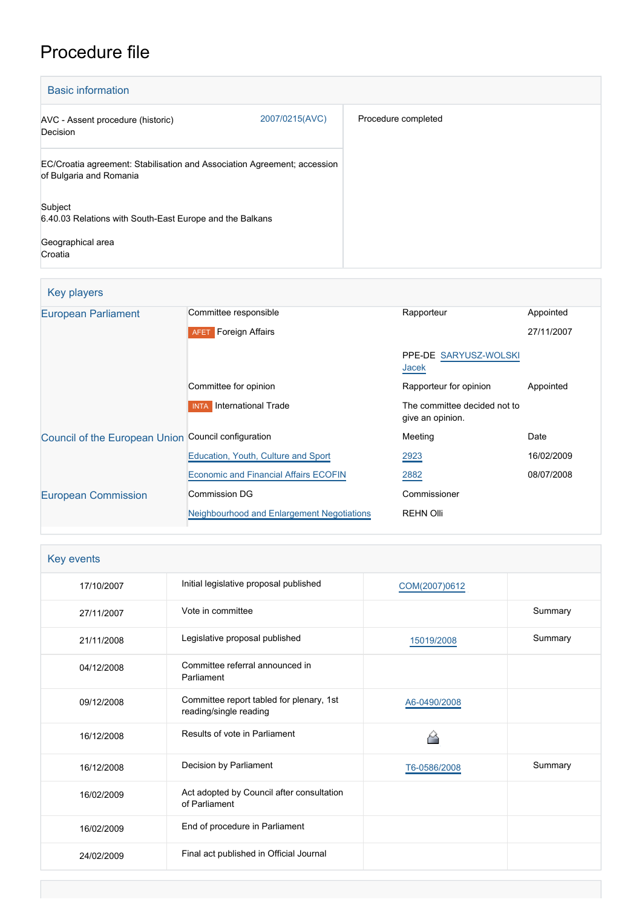# Procedure file

## Basic information

| | | |
|---|---|---|
| AVC - Assent procedure (historic)<br>Decision | 2007/0215(AVC) | Procedure completed |
| EC/Croatia agreement: Stabilisation and Association Agreement; accession of Bulgaria and Romania<br><br>Subject<br>6.40.03 Relations with South-East Europe and the Balkans<br><br>Geographical area<br>Croatia | | |

## Key players

| | | | |
|---|---|---|---|
| European Parliament | Committee responsible | Rapporteur | Appointed |
| | AFET Foreign Affairs | | 27/11/2007 |
| | | PPE-DE SARYUSZ-WOLSKI Jacek | |
| | Committee for opinion | Rapporteur for opinion | Appointed |
| | INTA International Trade | The committee decided not to give an opinion. | |
| Council of the European Union | Council configuration | Meeting | Date |
| | Education, Youth, Culture and Sport | 2923 | 16/02/2009 |
| | Economic and Financial Affairs ECOFIN | 2882 | 08/07/2008 |
| European Commission | Commission DG | Commissioner | |
| | Neighbourhood and Enlargement Negotiations | REHN Olli | |

## Key events

| | | | |
|---|---|---|---|
| 17/10/2007 | Initial legislative proposal published | COM(2007)0612 | |
| 27/11/2007 | Vote in committee | | Summary |
| 21/11/2008 | Legislative proposal published | 15019/2008 | Summary |
| 04/12/2008 | Committee referral announced in Parliament | | |
| 09/12/2008 | Committee report tabled for plenary, 1st reading/single reading | A6-0490/2008 | |
| 16/12/2008 | Results of vote in Parliament | | |
| 16/12/2008 | Decision by Parliament | T6-0586/2008 | Summary |
| 16/02/2009 | Act adopted by Council after consultation of Parliament | | |
| 16/02/2009 | End of procedure in Parliament | | |
| 24/02/2009 | Final act published in Official Journal | | |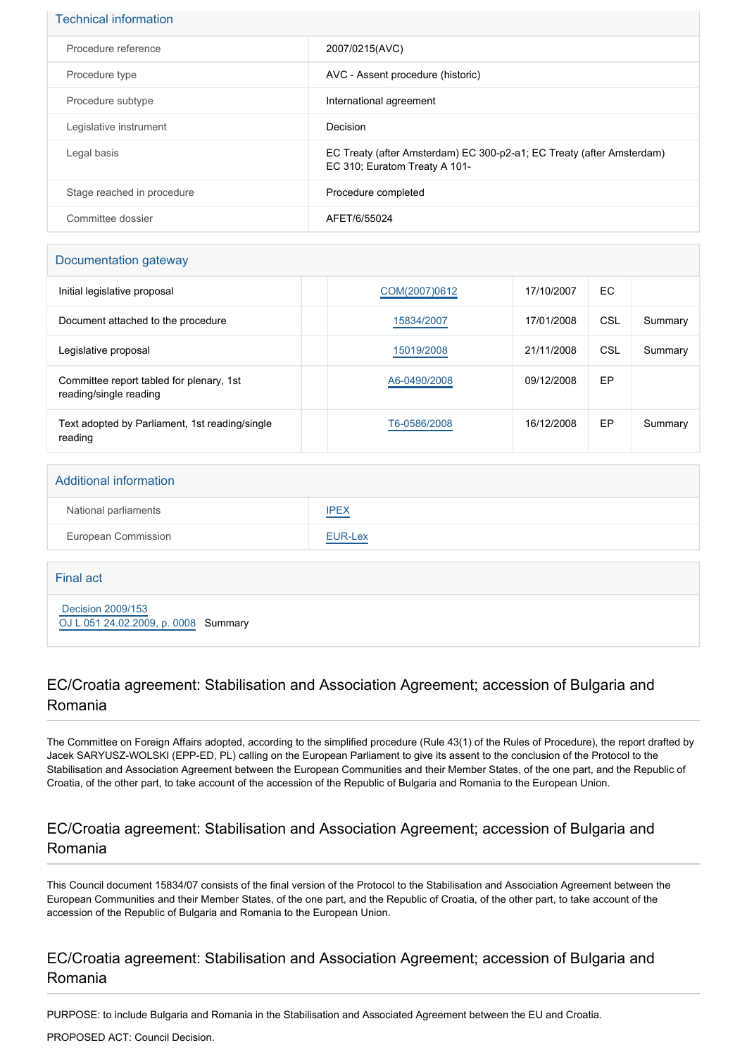## Technical information

| | |
|---|---|
| Procedure reference | 2007/0215(AVC) |
| Procedure type | AVC - Assent procedure (historic) |
| Procedure subtype | International agreement |
| Legislative instrument | Decision |
| Legal basis | EC Treaty (after Amsterdam) EC 300-p2-a1; EC Treaty (after Amsterdam) EC 310; Euratom Treaty A 101- |
| Stage reached in procedure | Procedure completed |
| Committee dossier | AFET/6/55024 |

## Documentation gateway

| | | | | | |
|---|---|---|---|---|---|
| Initial legislative proposal | | COM(2007)0612 | 17/10/2007 | EC | |
| Document attached to the procedure | | 15834/2007 | 17/01/2008 | CSL | Summary |
| Legislative proposal | | 15019/2008 | 21/11/2008 | CSL | Summary |
| Committee report tabled for plenary, 1st reading/single reading | | A6-0490/2008 | 09/12/2008 | EP | |
| Text adopted by Parliament, 1st reading/single reading | | T6-0586/2008 | 16/12/2008 | EP | Summary |

## Additional information

| | |
|---|---|
| National parliaments | IPEX |
| European Commission | EUR-Lex |

## Final act

Decision 2009/153
OJ L 051 24.02.2009, p. 0008 Summary

## EC/Croatia agreement: Stabilisation and Association Agreement; accession of Bulgaria and Romania

The Committee on Foreign Affairs adopted, according to the simplified procedure (Rule 43(1) of the Rules of Procedure), the report drafted by Jacek SARYUSZ-WOLSKI (EPP-ED, PL) calling on the European Parliament to give its assent to the conclusion of the Protocol to the Stabilisation and Association Agreement between the European Communities and their Member States, of the one part, and the Republic of Croatia, of the other part, to take account of the accession of the Republic of Bulgaria and Romania to the European Union.

## EC/Croatia agreement: Stabilisation and Association Agreement; accession of Bulgaria and Romania

This Council document 15834/07 consists of the final version of the Protocol to the Stabilisation and Association Agreement between the European Communities and their Member States, of the one part, and the Republic of Croatia, of the other part, to take account of the accession of the Republic of Bulgaria and Romania to the European Union.

## EC/Croatia agreement: Stabilisation and Association Agreement; accession of Bulgaria and Romania

PURPOSE: to include Bulgaria and Romania in the Stabilisation and Associated Agreement between the EU and Croatia.

PROPOSED ACT: Council Decision.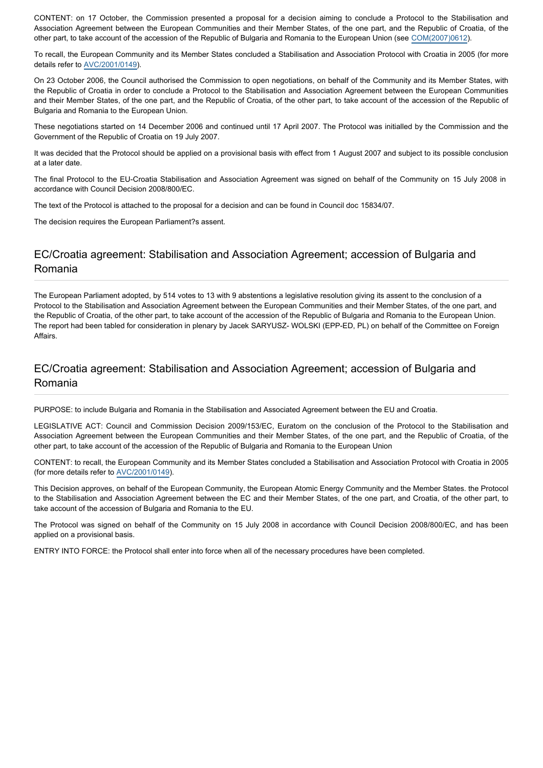CONTENT: on 17 October, the Commission presented a proposal for a decision aiming to conclude a Protocol to the Stabilisation and Association Agreement between the European Communities and their Member States, of the one part, and the Republic of Croatia, of the other part, to take account of the accession of the Republic of Bulgaria and Romania to the European Union (see COM(2007)0612).

To recall, the European Community and its Member States concluded a Stabilisation and Association Protocol with Croatia in 2005 (for more details refer to AVC/2001/0149).

On 23 October 2006, the Council authorised the Commission to open negotiations, on behalf of the Community and its Member States, with the Republic of Croatia in order to conclude a Protocol to the Stabilisation and Association Agreement between the European Communities and their Member States, of the one part, and the Republic of Croatia, of the other part, to take account of the accession of the Republic of Bulgaria and Romania to the European Union.

These negotiations started on 14 December 2006 and continued until 17 April 2007. The Protocol was initialled by the Commission and the Government of the Republic of Croatia on 19 July 2007.

It was decided that the Protocol should be applied on a provisional basis with effect from 1 August 2007 and subject to its possible conclusion at a later date.

The final Protocol to the EU-Croatia Stabilisation and Association Agreement was signed on behalf of the Community on 15 July 2008 in accordance with Council Decision 2008/800/EC.

The text of the Protocol is attached to the proposal for a decision and can be found in Council doc 15834/07.

The decision requires the European Parliament?s assent.

## EC/Croatia agreement: Stabilisation and Association Agreement; accession of Bulgaria and Romania

The European Parliament adopted, by 514 votes to 13 with 9 abstentions a legislative resolution giving its assent to the conclusion of a Protocol to the Stabilisation and Association Agreement between the European Communities and their Member States, of the one part, and the Republic of Croatia, of the other part, to take account of the accession of the Republic of Bulgaria and Romania to the European Union. The report had been tabled for consideration in plenary by Jacek SARYUSZ- WOLSKI (EPP-ED, PL) on behalf of the Committee on Foreign Affairs.

## EC/Croatia agreement: Stabilisation and Association Agreement; accession of Bulgaria and Romania

PURPOSE: to include Bulgaria and Romania in the Stabilisation and Associated Agreement between the EU and Croatia.

LEGISLATIVE ACT: Council and Commission Decision 2009/153/EC, Euratom on the conclusion of the Protocol to the Stabilisation and Association Agreement between the European Communities and their Member States, of the one part, and the Republic of Croatia, of the other part, to take account of the accession of the Republic of Bulgaria and Romania to the European Union

CONTENT: to recall, the European Community and its Member States concluded a Stabilisation and Association Protocol with Croatia in 2005 (for more details refer to AVC/2001/0149).

This Decision approves, on behalf of the European Community, the European Atomic Energy Community and the Member States. the Protocol to the Stabilisation and Association Agreement between the EC and their Member States, of the one part, and Croatia, of the other part, to take account of the accession of Bulgaria and Romania to the EU.

The Protocol was signed on behalf of the Community on 15 July 2008 in accordance with Council Decision 2008/800/EC, and has been applied on a provisional basis.

ENTRY INTO FORCE: the Protocol shall enter into force when all of the necessary procedures have been completed.